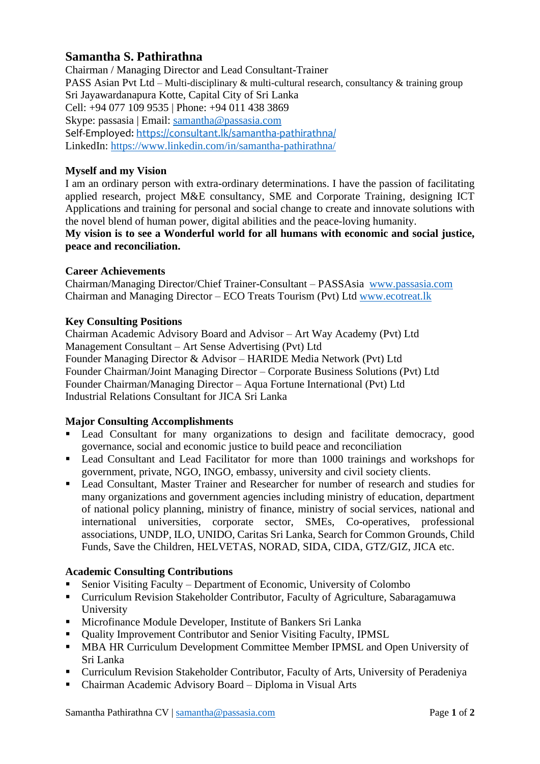# Samantha S. Pathirathna

Chairman / Managing Director and Lead Consultant-Trainer
PASS Asian Pvt Ltd – Multi-disciplinary & multi-cultural research, consultancy & training group
Sri Jayawardanapura Kotte, Capital City of Sri Lanka
Cell: +94 077 109 9535 | Phone: +94 011 438 3869
Skype: passasia | Email: samantha@passasia.com
Self-Employed: https://consultant.lk/samantha-pathirathna/
LinkedIn: https://www.linkedin.com/in/samantha-pathirathna/

## Myself and my Vision

I am an ordinary person with extra-ordinary determinations. I have the passion of facilitating applied research, project M&E consultancy, SME and Corporate Training, designing ICT Applications and training for personal and social change to create and innovate solutions with the novel blend of human power, digital abilities and the peace-loving humanity.
**My vision is to see a Wonderful world for all humans with economic and social justice, peace and reconciliation.**

## Career Achievements

Chairman/Managing Director/Chief Trainer-Consultant – PASSAsia www.passasia.com
Chairman and Managing Director – ECO Treats Tourism (Pvt) Ltd www.ecotreat.lk

## Key Consulting Positions

Chairman Academic Advisory Board and Advisor – Art Way Academy (Pvt) Ltd
Management Consultant – Art Sense Advertising (Pvt) Ltd
Founder Managing Director & Advisor – HARIDE Media Network (Pvt) Ltd
Founder Chairman/Joint Managing Director – Corporate Business Solutions (Pvt) Ltd
Founder Chairman/Managing Director – Aqua Fortune International (Pvt) Ltd
Industrial Relations Consultant for JICA Sri Lanka

## Major Consulting Accomplishments

- Lead Consultant for many organizations to design and facilitate democracy, good governance, social and economic justice to build peace and reconciliation
- Lead Consultant and Lead Facilitator for more than 1000 trainings and workshops for government, private, NGO, INGO, embassy, university and civil society clients.
- Lead Consultant, Master Trainer and Researcher for number of research and studies for many organizations and government agencies including ministry of education, department of national policy planning, ministry of finance, ministry of social services, national and international universities, corporate sector, SMEs, Co-operatives, professional associations, UNDP, ILO, UNIDO, Caritas Sri Lanka, Search for Common Grounds, Child Funds, Save the Children, HELVETAS, NORAD, SIDA, CIDA, GTZ/GIZ, JICA etc.

## Academic Consulting Contributions

- Senior Visiting Faculty – Department of Economic, University of Colombo
- Curriculum Revision Stakeholder Contributor, Faculty of Agriculture, Sabaragamuwa University
- Microfinance Module Developer, Institute of Bankers Sri Lanka
- Quality Improvement Contributor and Senior Visiting Faculty, IPMSL
- MBA HR Curriculum Development Committee Member IPMSL and Open University of Sri Lanka
- Curriculum Revision Stakeholder Contributor, Faculty of Arts, University of Peradeniya
- Chairman Academic Advisory Board – Diploma in Visual Arts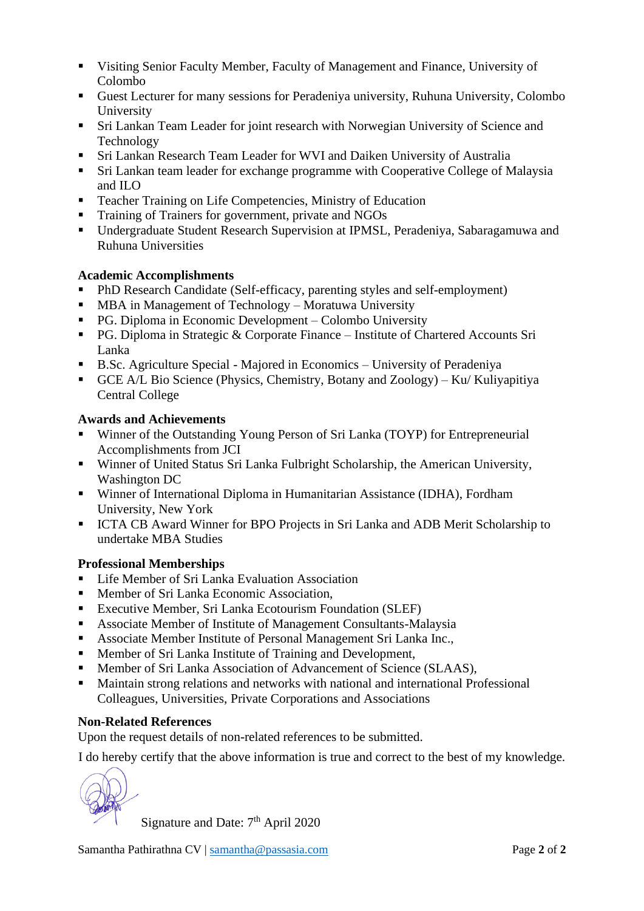- Visiting Senior Faculty Member, Faculty of Management and Finance, University of Colombo
- Guest Lecturer for many sessions for Peradeniya university, Ruhuna University, Colombo University
- Sri Lankan Team Leader for joint research with Norwegian University of Science and Technology
- Sri Lankan Research Team Leader for WVI and Daiken University of Australia
- Sri Lankan team leader for exchange programme with Cooperative College of Malaysia and ILO
- Teacher Training on Life Competencies, Ministry of Education
- Training of Trainers for government, private and NGOs
- Undergraduate Student Research Supervision at IPMSL, Peradeniya, Sabaragamuwa and Ruhuna Universities

**Academic Accomplishments**

- PhD Research Candidate (Self-efficacy, parenting styles and self-employment)
- MBA in Management of Technology – Moratuwa University
- PG. Diploma in Economic Development – Colombo University
- PG. Diploma in Strategic & Corporate Finance – Institute of Chartered Accounts Sri Lanka
- B.Sc. Agriculture Special - Majored in Economics – University of Peradeniya
- GCE A/L Bio Science (Physics, Chemistry, Botany and Zoology) – Ku/ Kuliyapitiya Central College

**Awards and Achievements**

- Winner of the Outstanding Young Person of Sri Lanka (TOYP) for Entrepreneurial Accomplishments from JCI
- Winner of United Status Sri Lanka Fulbright Scholarship, the American University, Washington DC
- Winner of International Diploma in Humanitarian Assistance (IDHA), Fordham University, New York
- ICTA CB Award Winner for BPO Projects in Sri Lanka and ADB Merit Scholarship to undertake MBA Studies

**Professional Memberships**

- Life Member of Sri Lanka Evaluation Association
- Member of Sri Lanka Economic Association,
- Executive Member, Sri Lanka Ecotourism Foundation (SLEF)
- Associate Member of Institute of Management Consultants-Malaysia
- Associate Member Institute of Personal Management Sri Lanka Inc.,
- Member of Sri Lanka Institute of Training and Development,
- Member of Sri Lanka Association of Advancement of Science (SLAAS),
- Maintain strong relations and networks with national and international Professional Colleagues, Universities, Private Corporations and Associations

**Non-Related References**

Upon the request details of non-related references to be submitted.

I do hereby certify that the above information is true and correct to the best of my knowledge.

Signature and Date: 7th April 2020